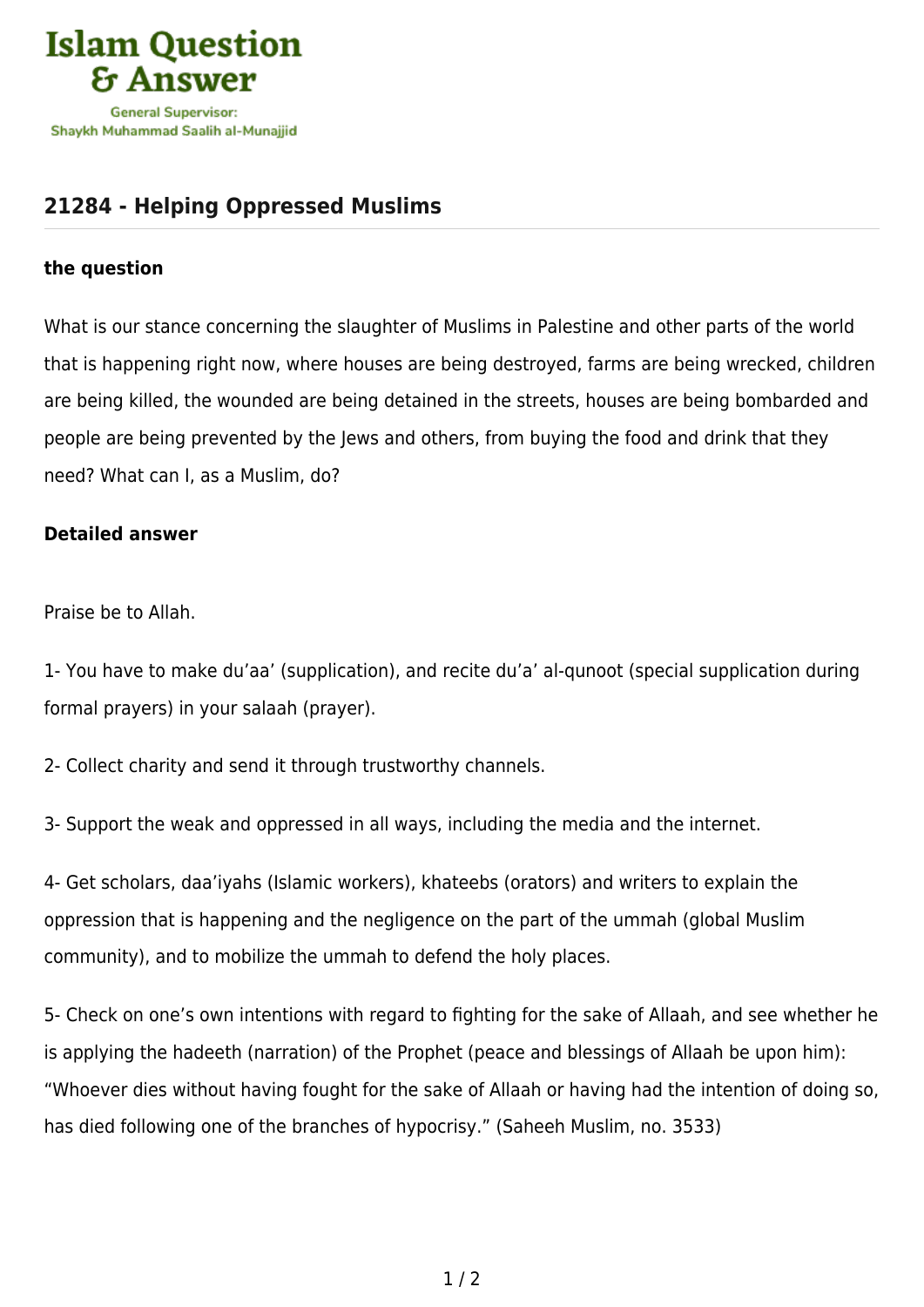Islam Question & Answer

General Supervisor:
Shaykh Muhammad Saalih al-Munajjid

## 21284 - Helping Oppressed Muslims

**the question**

What is our stance concerning the slaughter of Muslims in Palestine and other parts of the world that is happening right now, where houses are being destroyed, farms are being wrecked, children are being killed, the wounded are being detained in the streets, houses are being bombarded and people are being prevented by the Jews and others, from buying the food and drink that they need? What can I, as a Muslim, do?

**Detailed answer**

Praise be to Allah.

1- You have to make du'aa' (supplication), and recite du'a' al-qunoot (special supplication during formal prayers) in your salaah (prayer).

2- Collect charity and send it through trustworthy channels.

3- Support the weak and oppressed in all ways, including the media and the internet.

4- Get scholars, daa'iyahs (Islamic workers), khateebs (orators) and writers to explain the oppression that is happening and the negligence on the part of the ummah (global Muslim community), and to mobilize the ummah to defend the holy places.

5- Check on one's own intentions with regard to fighting for the sake of Allaah, and see whether he is applying the hadeeth (narration) of the Prophet (peace and blessings of Allaah be upon him): "Whoever dies without having fought for the sake of Allaah or having had the intention of doing so, has died following one of the branches of hypocrisy." (Saheeh Muslim, no. 3533)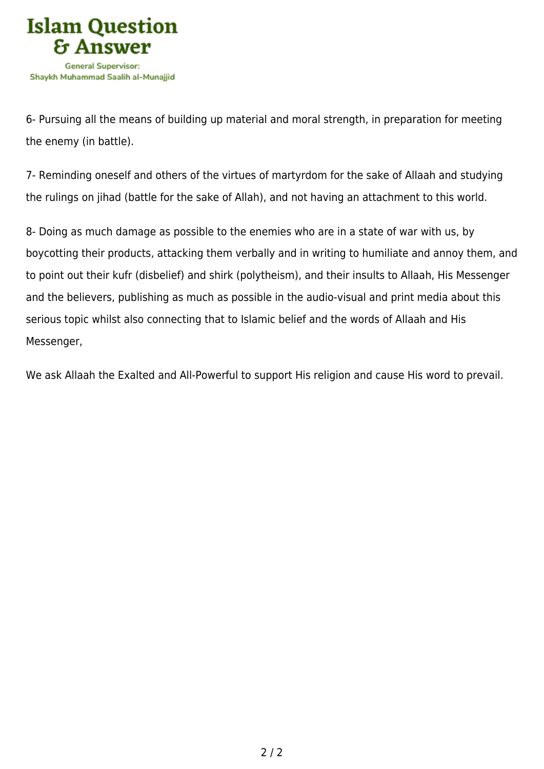6- Pursuing all the means of building up material and moral strength, in preparation for meeting the enemy (in battle).

7- Reminding oneself and others of the virtues of martyrdom for the sake of Allaah and studying the rulings on jihad (battle for the sake of Allah), and not having an attachment to this world.

8- Doing as much damage as possible to the enemies who are in a state of war with us, by boycotting their products, attacking them verbally and in writing to humiliate and annoy them, and to point out their kufr (disbelief) and shirk (polytheism), and their insults to Allaah, His Messenger and the believers, publishing as much as possible in the audio-visual and print media about this serious topic whilst also connecting that to Islamic belief and the words of Allaah and His Messenger,

We ask Allaah the Exalted and All-Powerful to support His religion and cause His word to prevail.